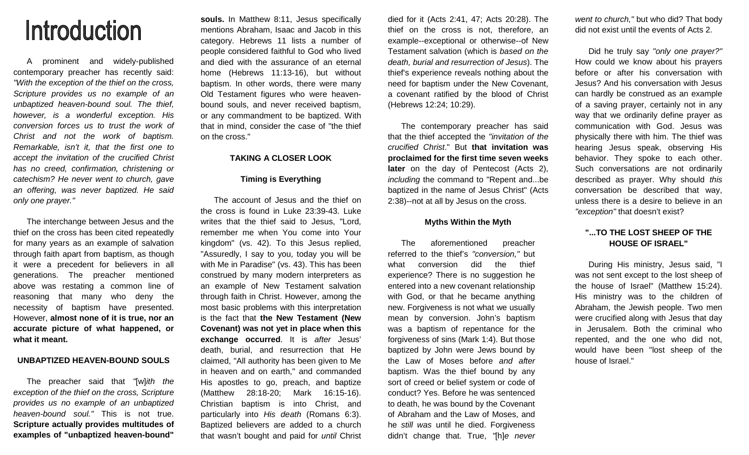# Introduction

A prominent and widely-published contemporary preacher has recently said: *"With the exception of the thief on the cross, Scripture provides us no example of an unbaptized heaven-bound soul. The thief, however, is a wonderful exception. His conversion forces us to trust the work of Christ and not the work of baptism. Remarkable, isn't it, that the first one to accept the invitation of the crucified Christ has no creed, confirmation, christening or catechism? He never went to church, gave an offering, was never baptized. He said only one prayer."*

The interchange between Jesus and the thief on the cross has been cited repeatedly for many years as an example of salvation through faith apart from baptism, as though it were a precedent for believers in all generations. The preacher mentioned above was restating a common line of reasoning that many who deny the necessity of baptism have presented. However, **almost none of it is true, nor an accurate picture of what happened, or what it meant.**

### UNBAPTIZED HEAVEN-BOUND SOULS

The preacher said that *"*[w]*ith the exception of the thief on the cross, Scripture provides us no example of an unbaptized heaven-bound soul."* This is not true. **Scripture actually provides multitudes of examples of "unbaptized heaven-bound" souls.** In Matthew 8:11, Jesus specifically mentions Abraham, Isaac and Jacob in this category. Hebrews 11 lists a number of people considered faithful to God who lived and died with the assurance of an eternal home (Hebrews 11:13-16), but without baptism. In other words, there were many Old Testament figures who were heaven-bound souls, and never received baptism, or any commandment to be baptized. With that in mind, consider the case of "the thief on the cross."

### TAKING A CLOSER LOOK

#### Timing is Everything

The account of Jesus and the thief on the cross is found in Luke 23:39-43. Luke writes that the thief said to Jesus, "Lord, remember me when You come into Your kingdom" (vs. 42). To this Jesus replied, "Assuredly, I say to you, today you will be with Me in Paradise" (vs. 43). This has been construed by many modern interpreters as an example of New Testament salvation through faith in Christ. However, among the most basic problems with this interpretation is the fact that **the New Testament (New Covenant) was not yet in place when this exchange occurred**. It is *after* Jesus' death, burial, and resurrection that He claimed, "All authority has been given to Me in heaven and on earth," and commanded His apostles to go, preach, and baptize (Matthew 28:18-20; Mark 16:15-16). Christian baptism is into Christ, and particularly into *His death* (Romans 6:3). Baptized believers are added to a church that wasn't bought and paid for *until* Christ died for it (Acts 2:41, 47; Acts 20:28). The thief on the cross is not, therefore, an example--exceptional or otherwise--of New Testament salvation (which is *based on the death, burial and resurrection of Jesus*). The thief's experience reveals nothing about the need for baptism under the New Covenant, a covenant ratified by the blood of Christ (Hebrews 12:24; 10:29).

The contemporary preacher has said that the thief accepted the *"invitation of the crucified Christ*." But **that invitation was proclaimed for the first time seven weeks later** on the day of Pentecost (Acts 2), *including* the command to "Repent and...be baptized in the name of Jesus Christ" (Acts 2:38)--not at all by Jesus on the cross.

#### Myths Within the Myth

The aforementioned preacher referred to the thief's *"conversion,"* but what conversion did the thief experience? There is no suggestion he entered into a new covenant relationship with God, or that he became anything new. Forgiveness is not what we usually mean by conversion. John's baptism was a baptism of repentance for the forgiveness of sins (Mark 1:4). But those baptized by John were Jews bound by the Law of Moses before *and after* baptism. Was the thief bound by any sort of creed or belief system or code of conduct? Yes. Before he was sentenced to death, he was bound by the Covenant of Abraham and the Law of Moses, and he *still was* until he died. Forgiveness didn't change that. True, *"*[h]*e never went to church,"* but who did? That body did not exist until the events of Acts 2.

Did he truly say *"only one prayer?"* How could we know about his prayers before or after his conversation with Jesus? And his conversation with Jesus can hardly be construed as an example of a saving prayer, certainly not in any way that we ordinarily define prayer as communication with God. Jesus was physically there with him. The thief was hearing Jesus speak, observing His behavior. They spoke to each other. Such conversations are not ordinarily described as prayer. Why should *this* conversation be described that way, unless there is a desire to believe in an *"exception"* that doesn't exist?

### "...TO THE LOST SHEEP OF THE HOUSE OF ISRAEL"

During His ministry, Jesus said, "I was not sent except to the lost sheep of the house of Israel" (Matthew 15:24). His ministry was to the children of Abraham, the Jewish people. Two men were crucified along with Jesus that day in Jerusalem. Both the criminal who repented, and the one who did not, would have been "lost sheep of the house of Israel."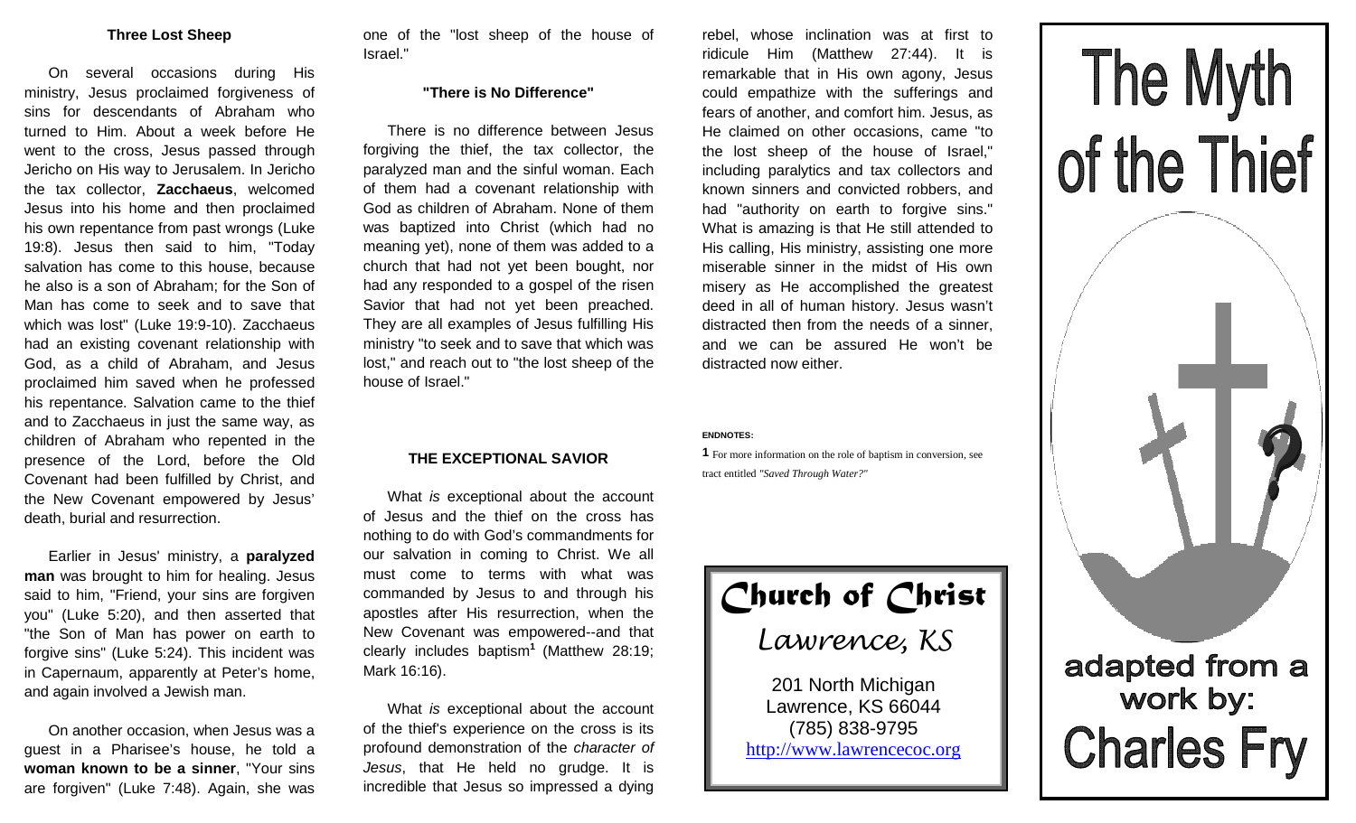### Three Lost Sheep

On several occasions during His ministry, Jesus proclaimed forgiveness of sins for descendants of Abraham who turned to Him. About a week before He went to the cross, Jesus passed through Jericho on His way to Jerusalem. In Jericho the tax collector, **Zacchaeus**, welcomed Jesus into his home and then proclaimed his own repentance from past wrongs (Luke 19:8). Jesus then said to him, "Today salvation has come to this house, because he also is a son of Abraham; for the Son of Man has come to seek and to save that which was lost" (Luke 19:9-10). Zacchaeus had an existing covenant relationship with God, as a child of Abraham, and Jesus proclaimed him saved when he professed his repentance. Salvation came to the thief and to Zacchaeus in just the same way, as children of Abraham who repented in the presence of the Lord, before the Old Covenant had been fulfilled by Christ, and the New Covenant empowered by Jesus' death, burial and resurrection.

Earlier in Jesus' ministry, a **paralyzed man** was brought to him for healing. Jesus said to him, "Friend, your sins are forgiven you" (Luke 5:20), and then asserted that "the Son of Man has power on earth to forgive sins" (Luke 5:24). This incident was in Capernaum, apparently at Peter's home, and again involved a Jewish man.

On another occasion, when Jesus was a guest in a Pharisee's house, he told a **woman known to be a sinner**, "Your sins are forgiven" (Luke 7:48). Again, she was one of the "lost sheep of the house of Israel."

### "There is No Difference"

There is no difference between Jesus forgiving the thief, the tax collector, the paralyzed man and the sinful woman. Each of them had a covenant relationship with God as children of Abraham. None of them was baptized into Christ (which had no meaning yet), none of them was added to a church that had not yet been bought, nor had any responded to a gospel of the risen Savior that had not yet been preached. They are all examples of Jesus fulfilling His ministry "to seek and to save that which was lost," and reach out to "the lost sheep of the house of Israel."

### THE EXCEPTIONAL SAVIOR

What *is* exceptional about the account of Jesus and the thief on the cross has nothing to do with God's commandments for our salvation in coming to Christ. We all must come to terms with what was commanded by Jesus to and through his apostles after His resurrection, when the New Covenant was empowered--and that clearly includes baptism[1] (Matthew 28:19; Mark 16:16).

What *is* exceptional about the account of the thief's experience on the cross is its profound demonstration of the *character of Jesus*, that He held no grudge. It is incredible that Jesus so impressed a dying rebel, whose inclination was at first to ridicule Him (Matthew 27:44). It is remarkable that in His own agony, Jesus could empathize with the sufferings and fears of another, and comfort him. Jesus, as He claimed on other occasions, came "to the lost sheep of the house of Israel," including paralytics and tax collectors and known sinners and convicted robbers, and had "authority on earth to forgive sins." What is amazing is that He still attended to His calling, His ministry, assisting one more miserable sinner in the midst of His own misery as He accomplished the greatest deed in all of human history. Jesus wasn't distracted then from the needs of a sinner, and we can be assured He won't be distracted now either.

**ENDNOTES:**

**1** For more information on the role of baptism in conversion, see tract entitled *"Saved Through Water?"*

**Church of Christ**

*Lawrence, KS*

201 North Michigan
Lawrence, KS 66044
(785) 838-9795
http://www.lawrencecoc.org

# The Myth of the Thief

adapted from a work by:

Charles Fry